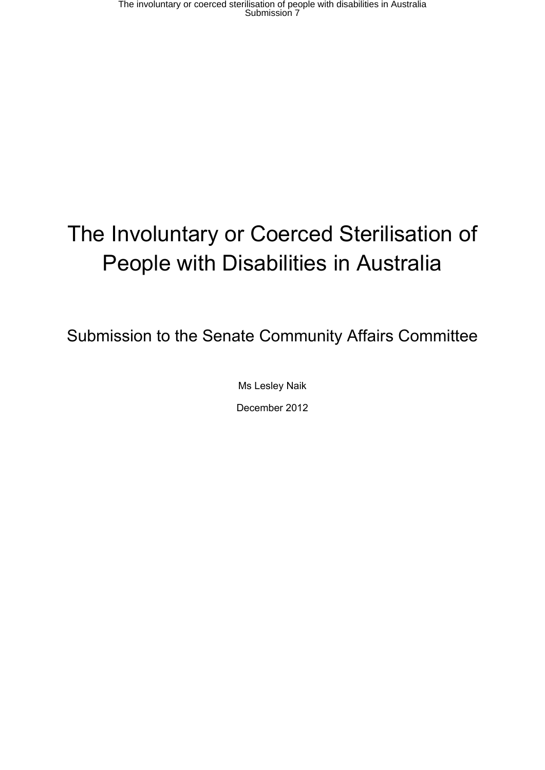# The Involuntary or Coerced Sterilisation of People with Disabilities in Australia

## Submission to the Senate Community Affairs Committee

Ms Lesley Naik

December 2012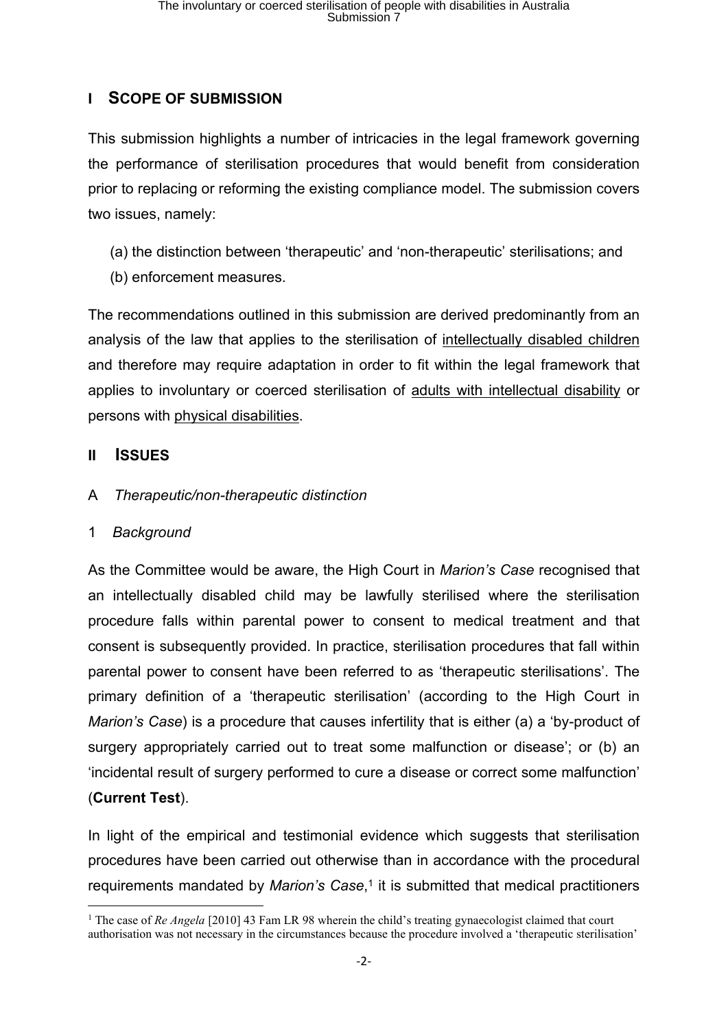## I SCOPE OF SUBMISSION

This submission highlights a number of intricacies in the legal framework governing the performance of sterilisation procedures that would benefit from consideration prior to replacing or reforming the existing compliance model. The submission covers two issues, namely:

(a) the distinction between 'therapeutic' and 'non-therapeutic' sterilisations; and
(b) enforcement measures.

The recommendations outlined in this submission are derived predominantly from an analysis of the law that applies to the sterilisation of <u>intellectually disabled children</u> and therefore may require adaptation in order to fit within the legal framework that applies to involuntary or coerced sterilisation of <u>adults with intellectual disability</u> or persons with <u>physical disabilities</u>.

## II ISSUES

### A *Therapeutic/non-therapeutic distinction*

#### 1 *Background*

As the Committee would be aware, the High Court in *Marion's Case* recognised that an intellectually disabled child may be lawfully sterilised where the sterilisation procedure falls within parental power to consent to medical treatment and that consent is subsequently provided. In practice, sterilisation procedures that fall within parental power to consent have been referred to as 'therapeutic sterilisations'. The primary definition of a 'therapeutic sterilisation' (according to the High Court in *Marion's Case*) is a procedure that causes infertility that is either (a) a 'by-product of surgery appropriately carried out to treat some malfunction or disease'; or (b) an 'incidental result of surgery performed to cure a disease or correct some malfunction' (**Current Test**).

In light of the empirical and testimonial evidence which suggests that sterilisation procedures have been carried out otherwise than in accordance with the procedural requirements mandated by *Marion's Case*,[1] it is submitted that medical practitioners

[1] The case of *Re Angela* [2010] 43 Fam LR 98 wherein the child's treating gynaecologist claimed that court authorisation was not necessary in the circumstances because the procedure involved a 'therapeutic sterilisation'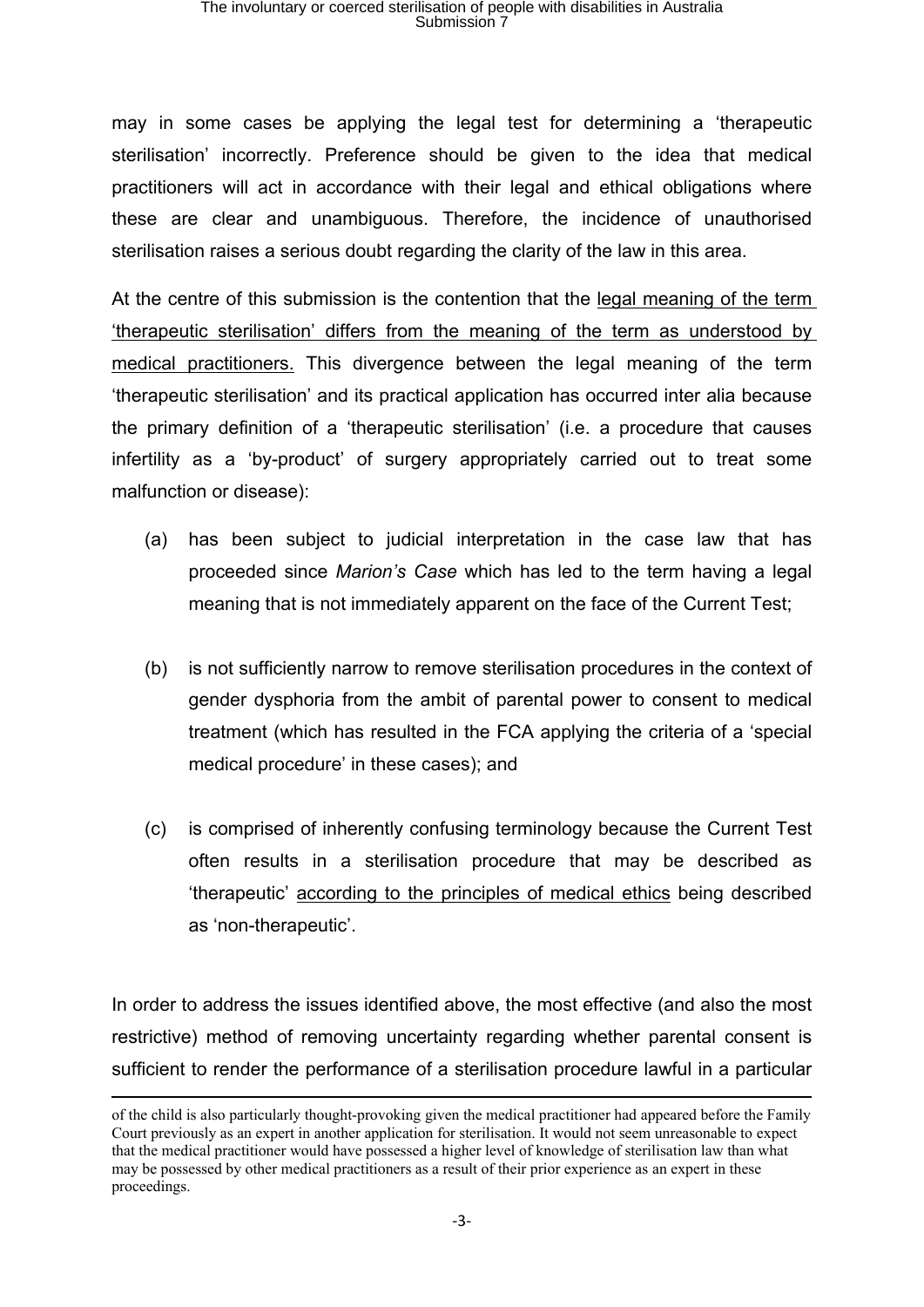may in some cases be applying the legal test for determining a 'therapeutic sterilisation' incorrectly. Preference should be given to the idea that medical practitioners will act in accordance with their legal and ethical obligations where these are clear and unambiguous. Therefore, the incidence of unauthorised sterilisation raises a serious doubt regarding the clarity of the law in this area.

At the centre of this submission is the contention that the <u>legal meaning of the term 'therapeutic sterilisation' differs from the meaning of the term as understood by medical practitioners.</u> This divergence between the legal meaning of the term 'therapeutic sterilisation' and its practical application has occurred inter alia because the primary definition of a 'therapeutic sterilisation' (i.e. a procedure that causes infertility as a 'by-product' of surgery appropriately carried out to treat some malfunction or disease):

(a) has been subject to judicial interpretation in the case law that has proceeded since *Marion's Case* which has led to the term having a legal meaning that is not immediately apparent on the face of the Current Test;

(b) is not sufficiently narrow to remove sterilisation procedures in the context of gender dysphoria from the ambit of parental power to consent to medical treatment (which has resulted in the FCA applying the criteria of a 'special medical procedure' in these cases); and

(c) is comprised of inherently confusing terminology because the Current Test often results in a sterilisation procedure that may be described as 'therapeutic' <u>according to the principles of medical ethics</u> being described as 'non-therapeutic'.

In order to address the issues identified above, the most effective (and also the most restrictive) method of removing uncertainty regarding whether parental consent is sufficient to render the performance of a sterilisation procedure lawful in a particular

---

of the child is also particularly thought-provoking given the medical practitioner had appeared before the Family Court previously as an expert in another application for sterilisation. It would not seem unreasonable to expect that the medical practitioner would have possessed a higher level of knowledge of sterilisation law than what may be possessed by other medical practitioners as a result of their prior experience as an expert in these proceedings.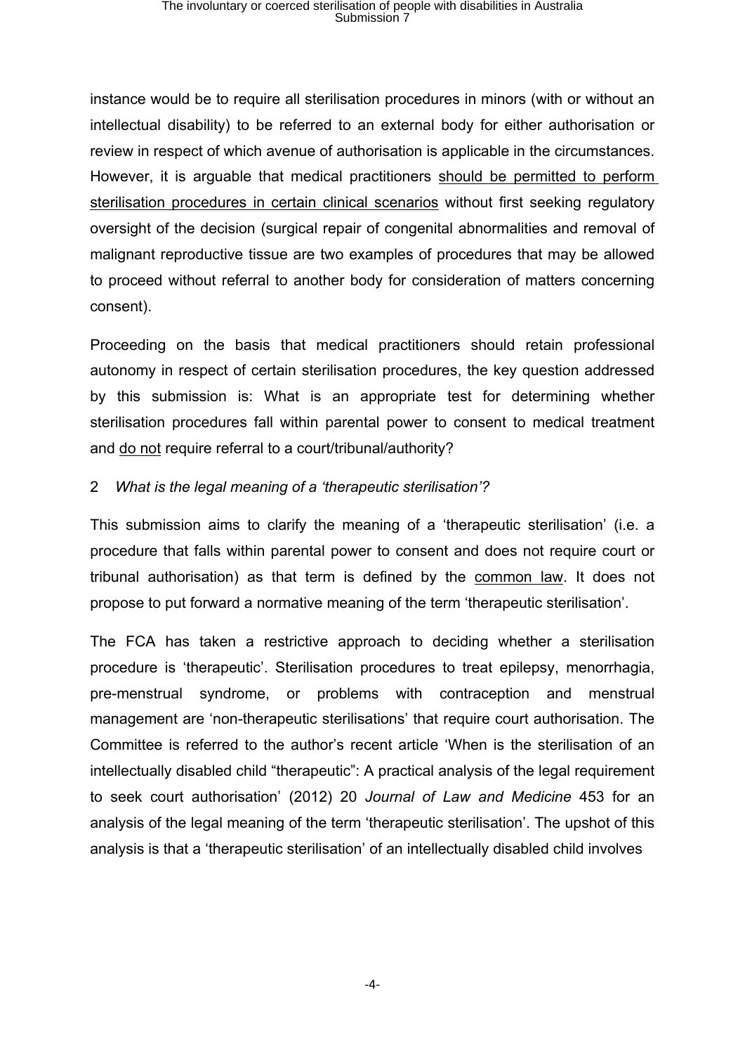instance would be to require all sterilisation procedures in minors (with or without an intellectual disability) to be referred to an external body for either authorisation or review in respect of which avenue of authorisation is applicable in the circumstances. However, it is arguable that medical practitioners <u>should be permitted to perform sterilisation procedures in certain clinical scenarios</u> without first seeking regulatory oversight of the decision (surgical repair of congenital abnormalities and removal of malignant reproductive tissue are two examples of procedures that may be allowed to proceed without referral to another body for consideration of matters concerning consent).

Proceeding on the basis that medical practitioners should retain professional autonomy in respect of certain sterilisation procedures, the key question addressed by this submission is: What is an appropriate test for determining whether sterilisation procedures fall within parental power to consent to medical treatment and <u>do not</u> require referral to a court/tribunal/authority?

## 2 *What is the legal meaning of a 'therapeutic sterilisation'?*

This submission aims to clarify the meaning of a 'therapeutic sterilisation' (i.e. a procedure that falls within parental power to consent and does not require court or tribunal authorisation) as that term is defined by the <u>common law</u>. It does not propose to put forward a normative meaning of the term 'therapeutic sterilisation'.

The FCA has taken a restrictive approach to deciding whether a sterilisation procedure is 'therapeutic'. Sterilisation procedures to treat epilepsy, menorrhagia, pre-menstrual syndrome, or problems with contraception and menstrual management are 'non-therapeutic sterilisations' that require court authorisation. The Committee is referred to the author's recent article 'When is the sterilisation of an intellectually disabled child "therapeutic": A practical analysis of the legal requirement to seek court authorisation' (2012) 20 *Journal of Law and Medicine* 453 for an analysis of the legal meaning of the term 'therapeutic sterilisation'. The upshot of this analysis is that a 'therapeutic sterilisation' of an intellectually disabled child involves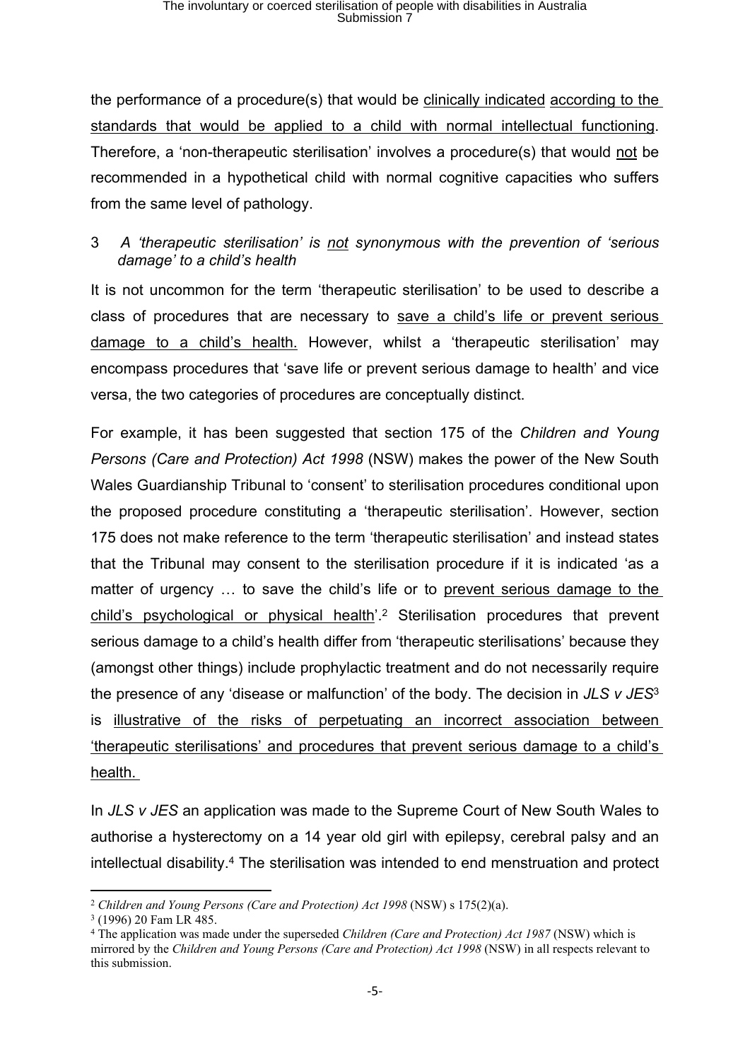the performance of a procedure(s) that would be clinically indicated according to the standards that would be applied to a child with normal intellectual functioning. Therefore, a 'non-therapeutic sterilisation' involves a procedure(s) that would not be recommended in a hypothetical child with normal cognitive capacities who suffers from the same level of pathology.

### 3 *A 'therapeutic sterilisation' is not synonymous with the prevention of 'serious damage' to a child's health*

It is not uncommon for the term 'therapeutic sterilisation' to be used to describe a class of procedures that are necessary to save a child's life or prevent serious damage to a child's health. However, whilst a 'therapeutic sterilisation' may encompass procedures that 'save life or prevent serious damage to health' and vice versa, the two categories of procedures are conceptually distinct.

For example, it has been suggested that section 175 of the *Children and Young Persons (Care and Protection) Act 1998* (NSW) makes the power of the New South Wales Guardianship Tribunal to 'consent' to sterilisation procedures conditional upon the proposed procedure constituting a 'therapeutic sterilisation'. However, section 175 does not make reference to the term 'therapeutic sterilisation' and instead states that the Tribunal may consent to the sterilisation procedure if it is indicated 'as a matter of urgency … to save the child's life or to prevent serious damage to the child's psychological or physical health'.[2] Sterilisation procedures that prevent serious damage to a child's health differ from 'therapeutic sterilisations' because they (amongst other things) include prophylactic treatment and do not necessarily require the presence of any 'disease or malfunction' of the body. The decision in *JLS v JES*[3] is illustrative of the risks of perpetuating an incorrect association between 'therapeutic sterilisations' and procedures that prevent serious damage to a child's health.

In *JLS v JES* an application was made to the Supreme Court of New South Wales to authorise a hysterectomy on a 14 year old girl with epilepsy, cerebral palsy and an intellectual disability.[4] The sterilisation was intended to end menstruation and protect

---

[2] *Children and Young Persons (Care and Protection) Act 1998* (NSW) s 175(2)(a).

[3] (1996) 20 Fam LR 485.

[4] The application was made under the superseded *Children (Care and Protection) Act 1987* (NSW) which is mirrored by the *Children and Young Persons (Care and Protection) Act 1998* (NSW) in all respects relevant to this submission.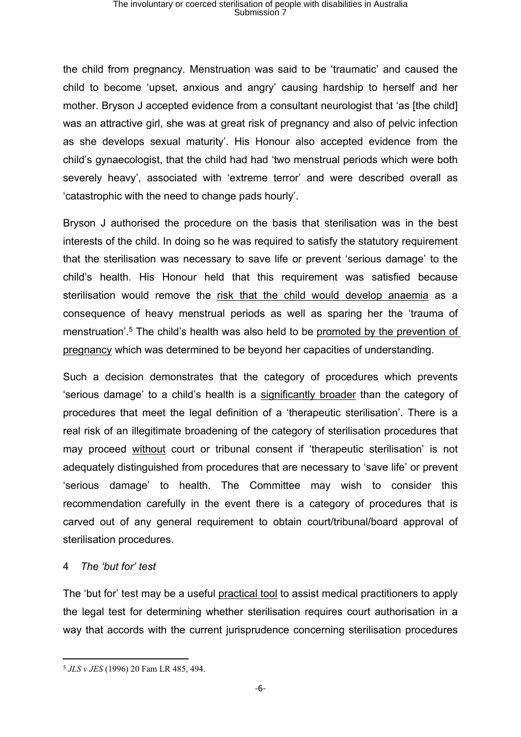the child from pregnancy. Menstruation was said to be 'traumatic' and caused the child to become 'upset, anxious and angry' causing hardship to herself and her mother. Bryson J accepted evidence from a consultant neurologist that 'as [the child] was an attractive girl, she was at great risk of pregnancy and also of pelvic infection as she develops sexual maturity'. His Honour also accepted evidence from the child's gynaecologist, that the child had had 'two menstrual periods which were both severely heavy', associated with 'extreme terror' and were described overall as 'catastrophic with the need to change pads hourly'.

Bryson J authorised the procedure on the basis that sterilisation was in the best interests of the child. In doing so he was required to satisfy the statutory requirement that the sterilisation was necessary to save life or prevent 'serious damage' to the child's health. His Honour held that this requirement was satisfied because sterilisation would remove the <u>risk that the child would develop anaemia</u> as a consequence of heavy menstrual periods as well as sparing her the 'trauma of menstruation'.[5] The child's health was also held to be <u>promoted by the prevention of pregnancy</u> which was determined to be beyond her capacities of understanding.

Such a decision demonstrates that the category of procedures which prevents 'serious damage' to a child's health is a <u>significantly broader</u> than the category of procedures that meet the legal definition of a 'therapeutic sterilisation'. There is a real risk of an illegitimate broadening of the category of sterilisation procedures that may proceed <u>without</u> court or tribunal consent if 'therapeutic sterilisation' is not adequately distinguished from procedures that are necessary to 'save life' or prevent 'serious damage' to health. The Committee may wish to consider this recommendation carefully in the event there is a category of procedures that is carved out of any general requirement to obtain court/tribunal/board approval of sterilisation procedures.

4 *The 'but for' test*

The 'but for' test may be a useful <u>practical tool</u> to assist medical practitioners to apply the legal test for determining whether sterilisation requires court authorisation in a way that accords with the current jurisprudence concerning sterilisation procedures

[5] *JLS v JES* (1996) 20 Fam LR 485, 494.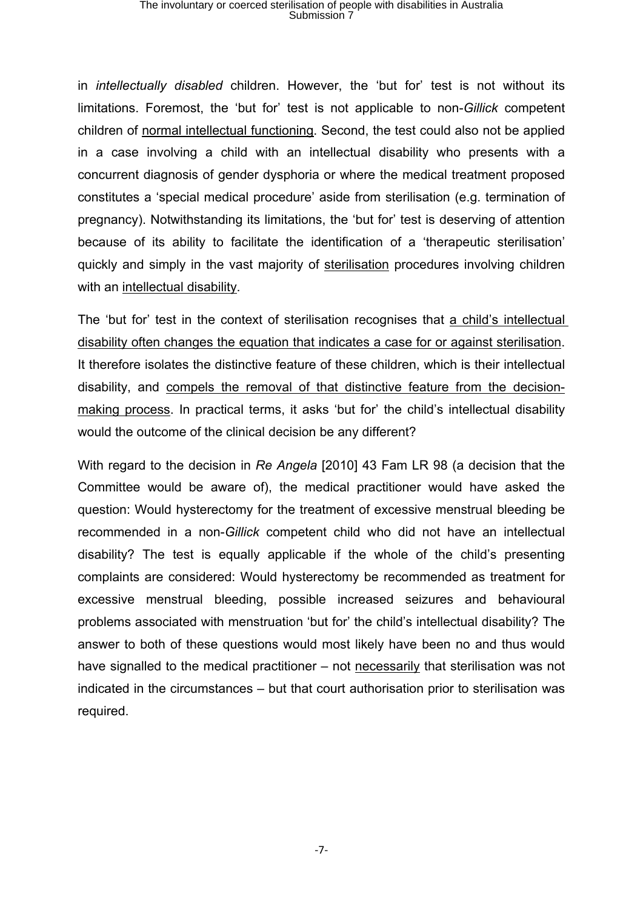in *intellectually disabled* children. However, the 'but for' test is not without its limitations. Foremost, the 'but for' test is not applicable to non-*Gillick* competent children of <u>normal intellectual functioning</u>. Second, the test could also not be applied in a case involving a child with an intellectual disability who presents with a concurrent diagnosis of gender dysphoria or where the medical treatment proposed constitutes a 'special medical procedure' aside from sterilisation (e.g. termination of pregnancy). Notwithstanding its limitations, the 'but for' test is deserving of attention because of its ability to facilitate the identification of a 'therapeutic sterilisation' quickly and simply in the vast majority of <u>sterilisation</u> procedures involving children with an <u>intellectual disability</u>.

The 'but for' test in the context of sterilisation recognises that <u>a child's intellectual disability often changes the equation that indicates a case for or against sterilisation</u>. It therefore isolates the distinctive feature of these children, which is their intellectual disability, and <u>compels the removal of that distinctive feature from the decision-making process</u>. In practical terms, it asks 'but for' the child's intellectual disability would the outcome of the clinical decision be any different?

With regard to the decision in *Re Angela* [2010] 43 Fam LR 98 (a decision that the Committee would be aware of), the medical practitioner would have asked the question: Would hysterectomy for the treatment of excessive menstrual bleeding be recommended in a non-*Gillick* competent child who did not have an intellectual disability? The test is equally applicable if the whole of the child's presenting complaints are considered: Would hysterectomy be recommended as treatment for excessive menstrual bleeding, possible increased seizures and behavioural problems associated with menstruation 'but for' the child's intellectual disability? The answer to both of these questions would most likely have been no and thus would have signalled to the medical practitioner – not <u>necessarily</u> that sterilisation was not indicated in the circumstances – but that court authorisation prior to sterilisation was required.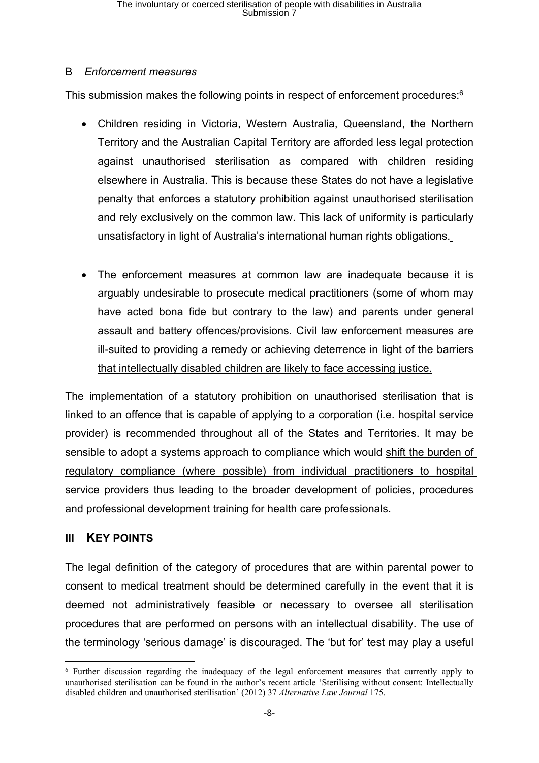B *Enforcement measures*

This submission makes the following points in respect of enforcement procedures:[6]

- Children residing in Victoria, Western Australia, Queensland, the Northern Territory and the Australian Capital Territory are afforded less legal protection against unauthorised sterilisation as compared with children residing elsewhere in Australia. This is because these States do not have a legislative penalty that enforces a statutory prohibition against unauthorised sterilisation and rely exclusively on the common law. This lack of uniformity is particularly unsatisfactory in light of Australia's international human rights obligations.

- The enforcement measures at common law are inadequate because it is arguably undesirable to prosecute medical practitioners (some of whom may have acted bona fide but contrary to the law) and parents under general assault and battery offences/provisions. Civil law enforcement measures are ill-suited to providing a remedy or achieving deterrence in light of the barriers that intellectually disabled children are likely to face accessing justice.

The implementation of a statutory prohibition on unauthorised sterilisation that is linked to an offence that is capable of applying to a corporation (i.e. hospital service provider) is recommended throughout all of the States and Territories. It may be sensible to adopt a systems approach to compliance which would shift the burden of regulatory compliance (where possible) from individual practitioners to hospital service providers thus leading to the broader development of policies, procedures and professional development training for health care professionals.

## III KEY POINTS

The legal definition of the category of procedures that are within parental power to consent to medical treatment should be determined carefully in the event that it is deemed not administratively feasible or necessary to oversee all sterilisation procedures that are performed on persons with an intellectual disability. The use of the terminology 'serious damage' is discouraged. The 'but for' test may play a useful

[6] Further discussion regarding the inadequacy of the legal enforcement measures that currently apply to unauthorised sterilisation can be found in the author's recent article 'Sterilising without consent: Intellectually disabled children and unauthorised sterilisation' (2012) 37 *Alternative Law Journal* 175.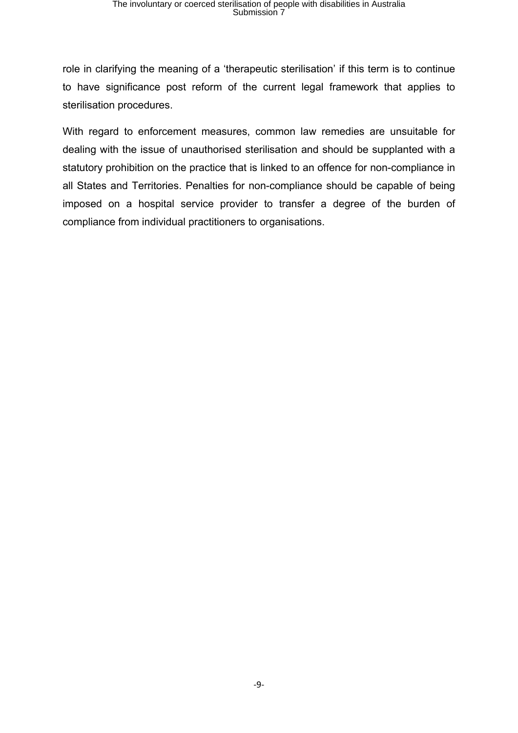role in clarifying the meaning of a ‘therapeutic sterilisation’ if this term is to continue to have significance post reform of the current legal framework that applies to sterilisation procedures.

With regard to enforcement measures, common law remedies are unsuitable for dealing with the issue of unauthorised sterilisation and should be supplanted with a statutory prohibition on the practice that is linked to an offence for non-compliance in all States and Territories. Penalties for non-compliance should be capable of being imposed on a hospital service provider to transfer a degree of the burden of compliance from individual practitioners to organisations.